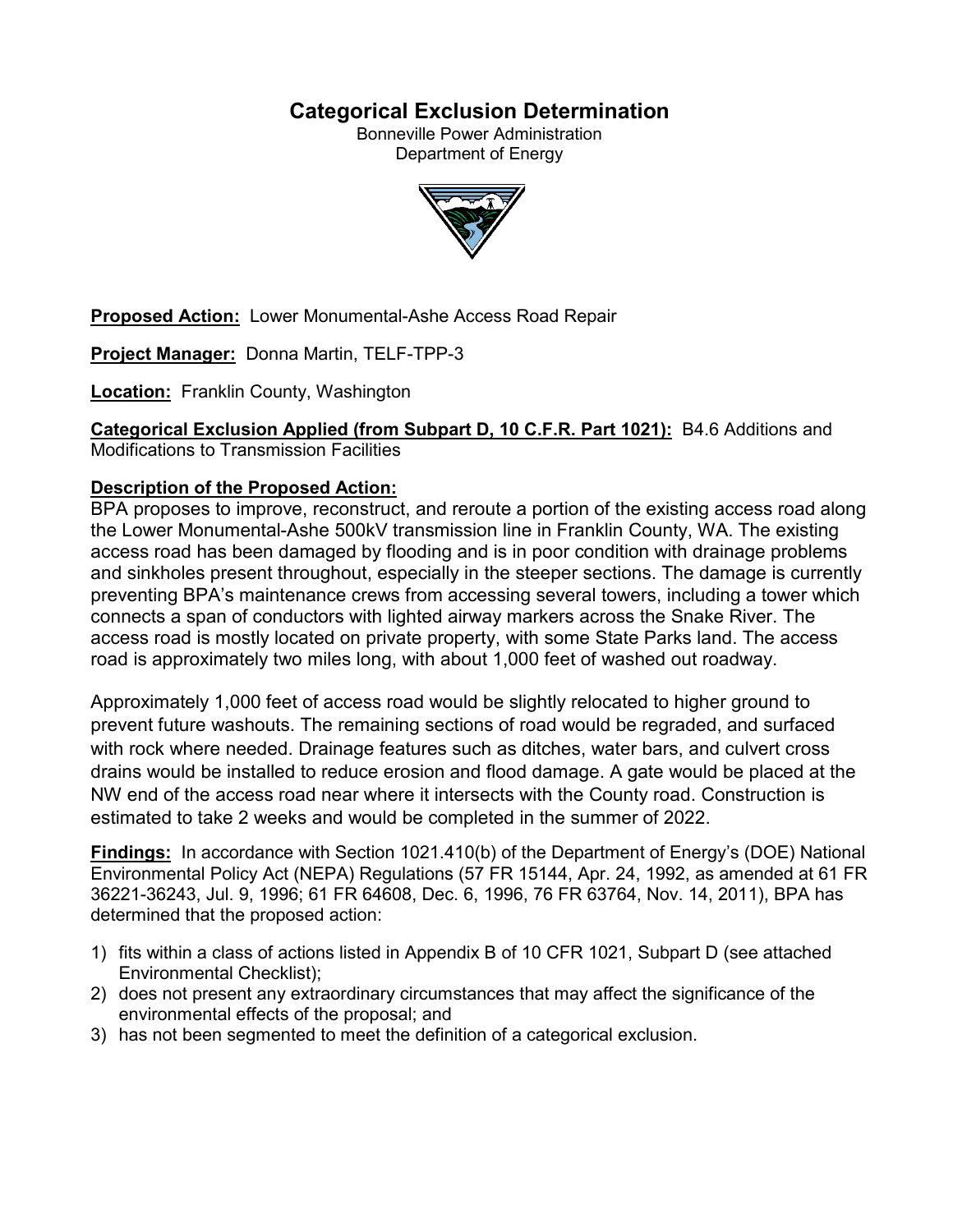# Categorical Exclusion Determination

Bonneville Power Administration
Department of Energy

**Proposed Action:** Lower Monumental-Ashe Access Road Repair

**Project Manager:** Donna Martin, TELF-TPP-3

**Location:** Franklin County, Washington

**Categorical Exclusion Applied (from Subpart D, 10 C.F.R. Part 1021):** B4.6 Additions and Modifications to Transmission Facilities

**Description of the Proposed Action:**

BPA proposes to improve, reconstruct, and reroute a portion of the existing access road along the Lower Monumental-Ashe 500kV transmission line in Franklin County, WA. The existing access road has been damaged by flooding and is in poor condition with drainage problems and sinkholes present throughout, especially in the steeper sections. The damage is currently preventing BPA's maintenance crews from accessing several towers, including a tower which connects a span of conductors with lighted airway markers across the Snake River. The access road is mostly located on private property, with some State Parks land. The access road is approximately two miles long, with about 1,000 feet of washed out roadway.

Approximately 1,000 feet of access road would be slightly relocated to higher ground to prevent future washouts. The remaining sections of road would be regraded, and surfaced with rock where needed. Drainage features such as ditches, water bars, and culvert cross drains would be installed to reduce erosion and flood damage. A gate would be placed at the NW end of the access road near where it intersects with the County road. Construction is estimated to take 2 weeks and would be completed in the summer of 2022.

**Findings:** In accordance with Section 1021.410(b) of the Department of Energy's (DOE) National Environmental Policy Act (NEPA) Regulations (57 FR 15144, Apr. 24, 1992, as amended at 61 FR 36221-36243, Jul. 9, 1996; 61 FR 64608, Dec. 6, 1996, 76 FR 63764, Nov. 14, 2011), BPA has determined that the proposed action:

1) fits within a class of actions listed in Appendix B of 10 CFR 1021, Subpart D (see attached Environmental Checklist);
2) does not present any extraordinary circumstances that may affect the significance of the environmental effects of the proposal; and
3) has not been segmented to meet the definition of a categorical exclusion.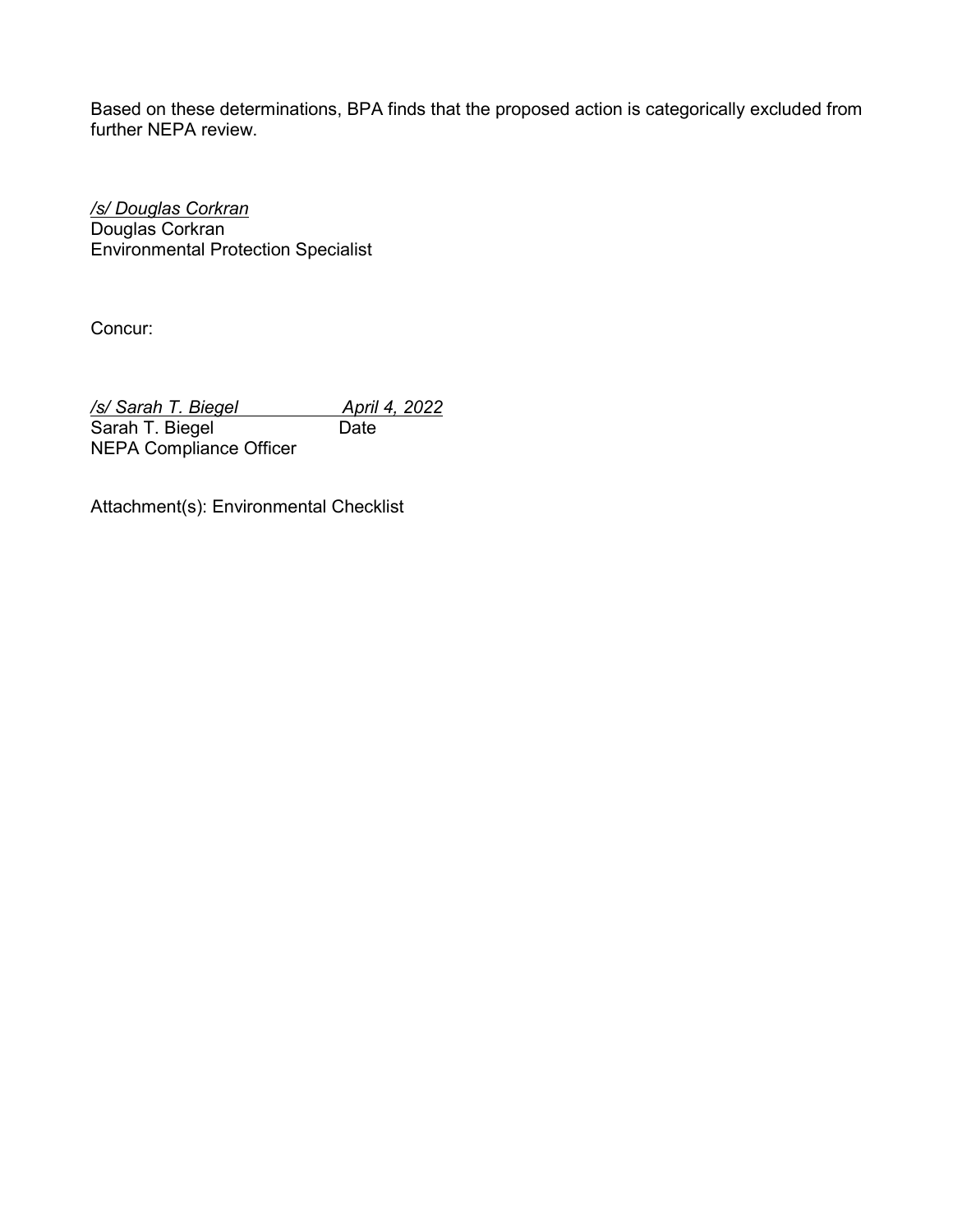Based on these determinations, BPA finds that the proposed action is categorically excluded from further NEPA review.

*/s/ Douglas Corkran*
Douglas Corkran
Environmental Protection Specialist

Concur:

*/s/ Sarah T. Biegel* *April 4, 2022*
Sarah T. Biegel Date
NEPA Compliance Officer

Attachment(s): Environmental Checklist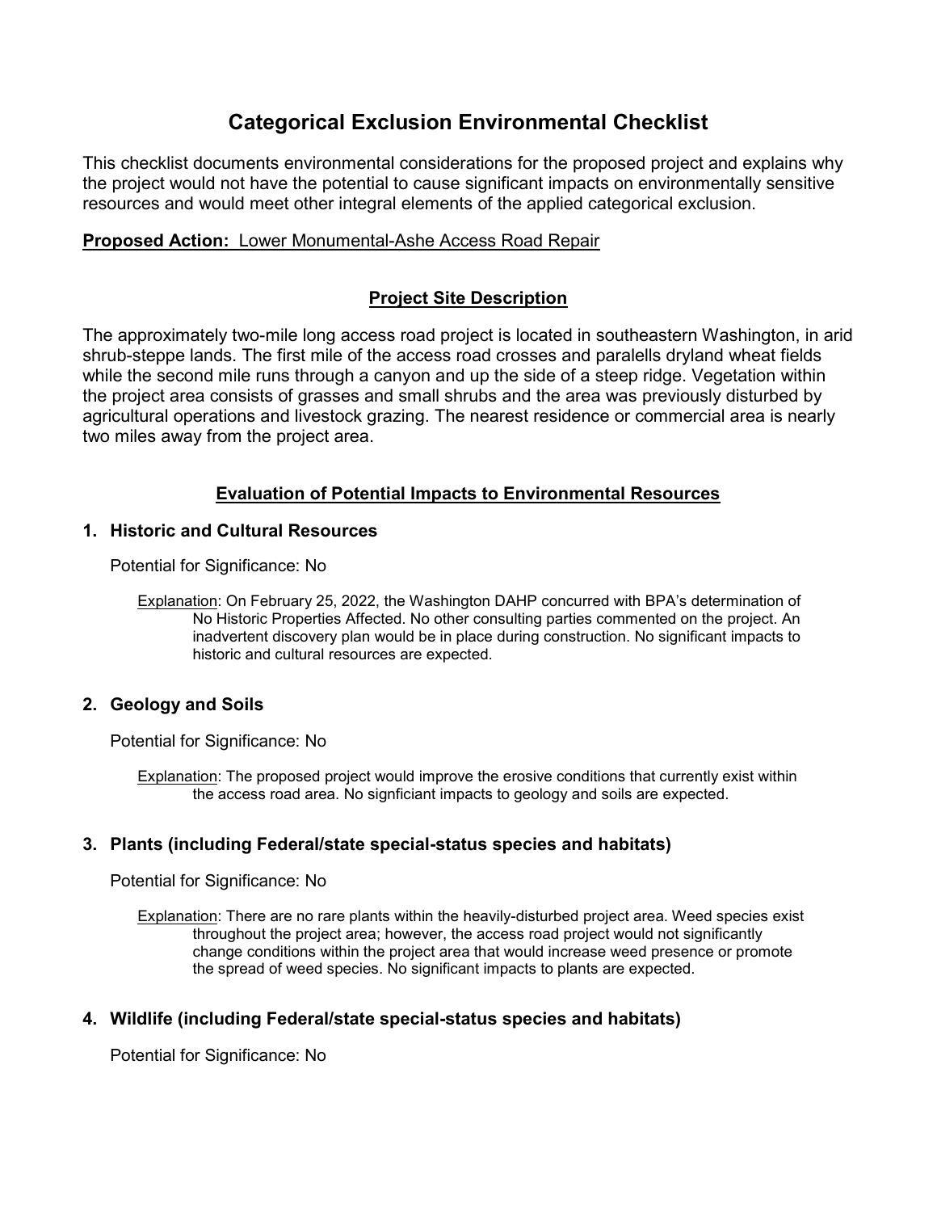# Categorical Exclusion Environmental Checklist

This checklist documents environmental considerations for the proposed project and explains why the project would not have the potential to cause significant impacts on environmentally sensitive resources and would meet other integral elements of the applied categorical exclusion.

**Proposed Action:** Lower Monumental-Ashe Access Road Repair

## Project Site Description

The approximately two-mile long access road project is located in southeastern Washington, in arid shrub-steppe lands. The first mile of the access road crosses and paralells dryland wheat fields while the second mile runs through a canyon and up the side of a steep ridge. Vegetation within the project area consists of grasses and small shrubs and the area was previously disturbed by agricultural operations and livestock grazing. The nearest residence or commercial area is nearly two miles away from the project area.

## Evaluation of Potential Impacts to Environmental Resources

### 1. Historic and Cultural Resources

Potential for Significance: No

Explanation: On February 25, 2022, the Washington DAHP concurred with BPA's determination of No Historic Properties Affected. No other consulting parties commented on the project. An inadvertent discovery plan would be in place during construction. No significant impacts to historic and cultural resources are expected.

### 2. Geology and Soils

Potential for Significance: No

Explanation: The proposed project would improve the erosive conditions that currently exist within the access road area. No signficiant impacts to geology and soils are expected.

### 3. Plants (including Federal/state special-status species and habitats)

Potential for Significance: No

Explanation: There are no rare plants within the heavily-disturbed project area. Weed species exist throughout the project area; however, the access road project would not significantly change conditions within the project area that would increase weed presence or promote the spread of weed species. No significant impacts to plants are expected.

### 4. Wildlife (including Federal/state special-status species and habitats)

Potential for Significance: No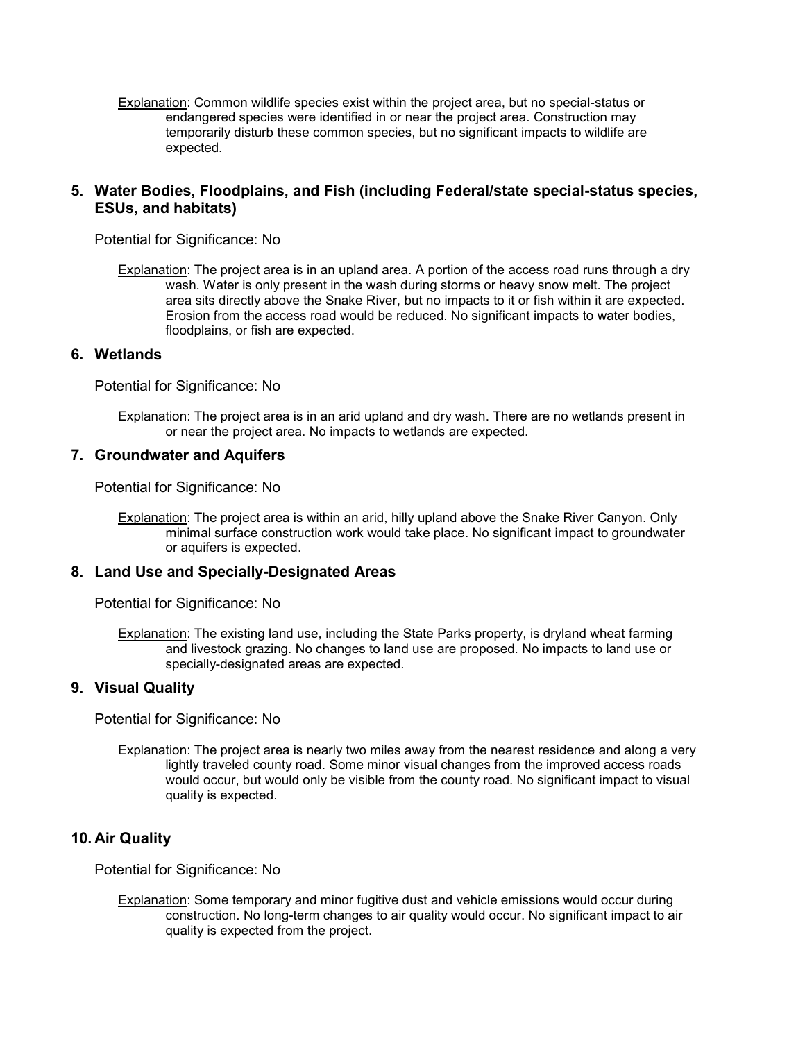Explanation: Common wildlife species exist within the project area, but no special-status or endangered species were identified in or near the project area. Construction may temporarily disturb these common species, but no significant impacts to wildlife are expected.

## 5. Water Bodies, Floodplains, and Fish (including Federal/state special-status species, ESUs, and habitats)

Potential for Significance: No

Explanation: The project area is in an upland area. A portion of the access road runs through a dry wash. Water is only present in the wash during storms or heavy snow melt. The project area sits directly above the Snake River, but no impacts to it or fish within it are expected. Erosion from the access road would be reduced. No significant impacts to water bodies, floodplains, or fish are expected.

## 6. Wetlands

Potential for Significance: No

Explanation: The project area is in an arid upland and dry wash. There are no wetlands present in or near the project area. No impacts to wetlands are expected.

## 7. Groundwater and Aquifers

Potential for Significance: No

Explanation: The project area is within an arid, hilly upland above the Snake River Canyon. Only minimal surface construction work would take place. No significant impact to groundwater or aquifers is expected.

## 8. Land Use and Specially-Designated Areas

Potential for Significance: No

Explanation: The existing land use, including the State Parks property, is dryland wheat farming and livestock grazing. No changes to land use are proposed. No impacts to land use or specially-designated areas are expected.

## 9. Visual Quality

Potential for Significance: No

Explanation: The project area is nearly two miles away from the nearest residence and along a very lightly traveled county road. Some minor visual changes from the improved access roads would occur, but would only be visible from the county road. No significant impact to visual quality is expected.

## 10. Air Quality

Potential for Significance: No

Explanation: Some temporary and minor fugitive dust and vehicle emissions would occur during construction. No long-term changes to air quality would occur. No significant impact to air quality is expected from the project.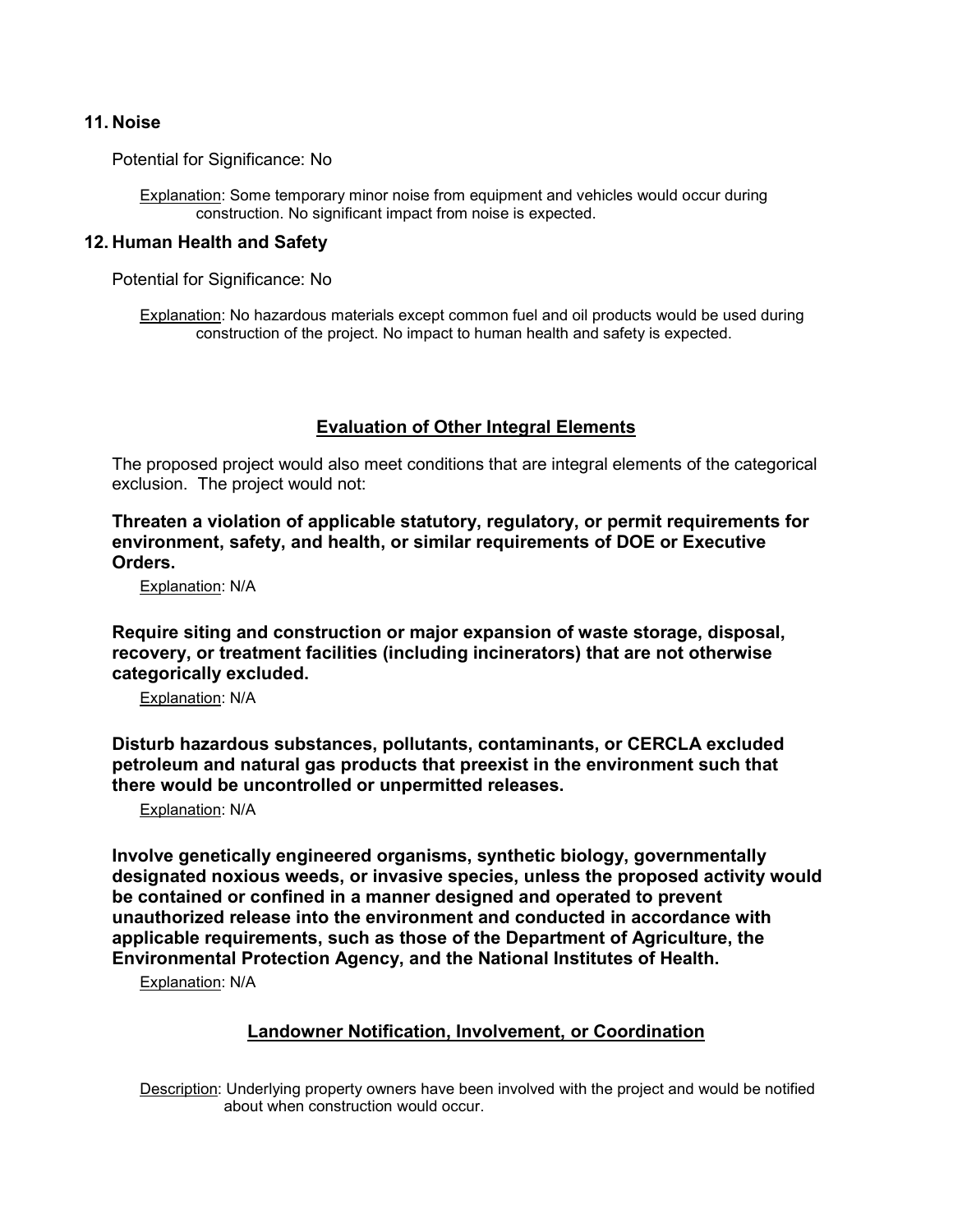## 11. Noise

Potential for Significance: No

Explanation: Some temporary minor noise from equipment and vehicles would occur during construction. No significant impact from noise is expected.

## 12. Human Health and Safety

Potential for Significance: No

Explanation: No hazardous materials except common fuel and oil products would be used during construction of the project. No impact to human health and safety is expected.

## Evaluation of Other Integral Elements

The proposed project would also meet conditions that are integral elements of the categorical exclusion. The project would not:

**Threaten a violation of applicable statutory, regulatory, or permit requirements for environment, safety, and health, or similar requirements of DOE or Executive Orders.**

Explanation: N/A

**Require siting and construction or major expansion of waste storage, disposal, recovery, or treatment facilities (including incinerators) that are not otherwise categorically excluded.**

Explanation: N/A

**Disturb hazardous substances, pollutants, contaminants, or CERCLA excluded petroleum and natural gas products that preexist in the environment such that there would be uncontrolled or unpermitted releases.**

Explanation: N/A

**Involve genetically engineered organisms, synthetic biology, governmentally designated noxious weeds, or invasive species, unless the proposed activity would be contained or confined in a manner designed and operated to prevent unauthorized release into the environment and conducted in accordance with applicable requirements, such as those of the Department of Agriculture, the Environmental Protection Agency, and the National Institutes of Health.**

Explanation: N/A

## Landowner Notification, Involvement, or Coordination

Description: Underlying property owners have been involved with the project and would be notified about when construction would occur.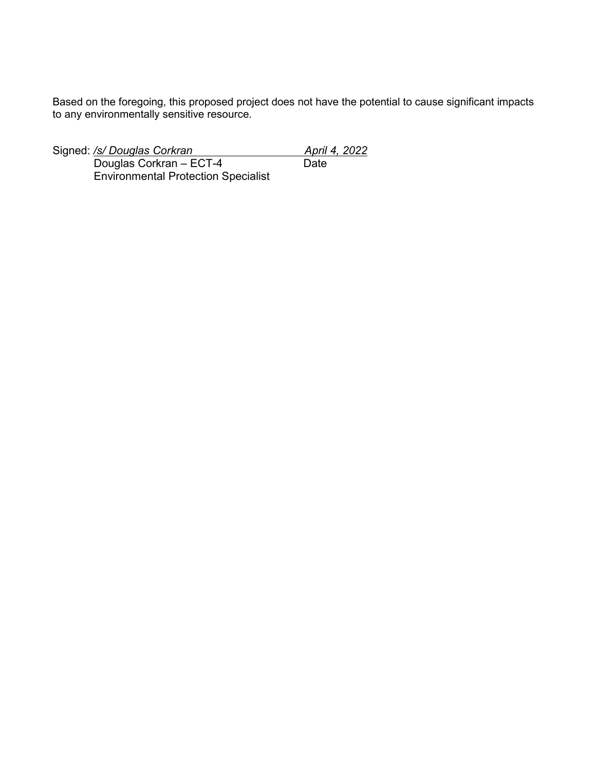Based on the foregoing, this proposed project does not have the potential to cause significant impacts to any environmentally sensitive resource.

Signed: */s/ Douglas Corkran* *April 4, 2022*

Douglas Corkran – ECT-4 Date

Environmental Protection Specialist